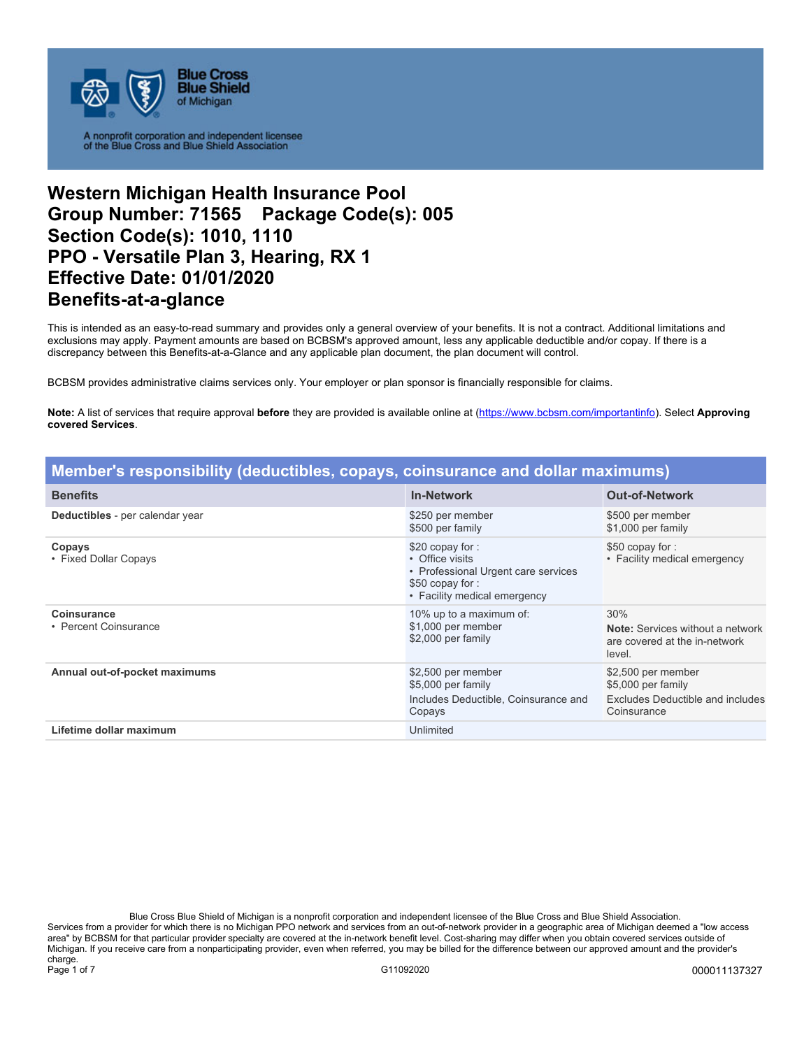Blue Cross Blue Shield of Michigan

A nonprofit corporation and independent licensee of the Blue Cross and Blue Shield Association

# Western Michigan Health Insurance Pool
# Group Number: 71565 Package Code(s): 005
# Section Code(s): 1010, 1110
# PPO - Versatile Plan 3, Hearing, RX 1
# Effective Date: 01/01/2020
# Benefits-at-a-glance

This is intended as an easy-to-read summary and provides only a general overview of your benefits. It is not a contract. Additional limitations and exclusions may apply. Payment amounts are based on BCBSM's approved amount, less any applicable deductible and/or copay. If there is a discrepancy between this Benefits-at-a-Glance and any applicable plan document, the plan document will control.

BCBSM provides administrative claims services only. Your employer or plan sponsor is financially responsible for claims.

**Note:** A list of services that require approval **before** they are provided is available online at (https://www.bcbsm.com/importantinfo). Select **Approving covered Services**.

## Member's responsibility (deductibles, copays, coinsurance and dollar maximums)

| Benefits | In-Network | Out-of-Network |
|---|---|---|
| **Deductibles** - per calendar year | $250 per member<br>$500 per family | $500 per member<br>$1,000 per family |
| **Copays**<br>• Fixed Dollar Copays | $20 copay for :<br>• Office visits<br>• Professional Urgent care services<br>$50 copay for :<br>• Facility medical emergency | $50 copay for :<br>• Facility medical emergency |
| **Coinsurance**<br>• Percent Coinsurance | 10% up to a maximum of:<br>$1,000 per member<br>$2,000 per family | 30%<br>**Note:** Services without a network are covered at the in-network level. |
| **Annual out-of-pocket maximums** | $2,500 per member<br>$5,000 per family<br>Includes Deductible, Coinsurance and Copays | $2,500 per member<br>$5,000 per family<br>Excludes Deductible and includes Coinsurance |
| **Lifetime dollar maximum** | Unlimited | |

Blue Cross Blue Shield of Michigan is a nonprofit corporation and independent licensee of the Blue Cross and Blue Shield Association.
Services from a provider for which there is no Michigan PPO network and services from an out-of-network provider in a geographic area of Michigan deemed a "low access area" by BCBSM for that particular provider specialty are covered at the in-network benefit level. Cost-sharing may differ when you obtain covered services outside of Michigan. If you receive care from a nonparticipating provider, even when referred, you may be billed for the difference between our approved amount and the provider's charge.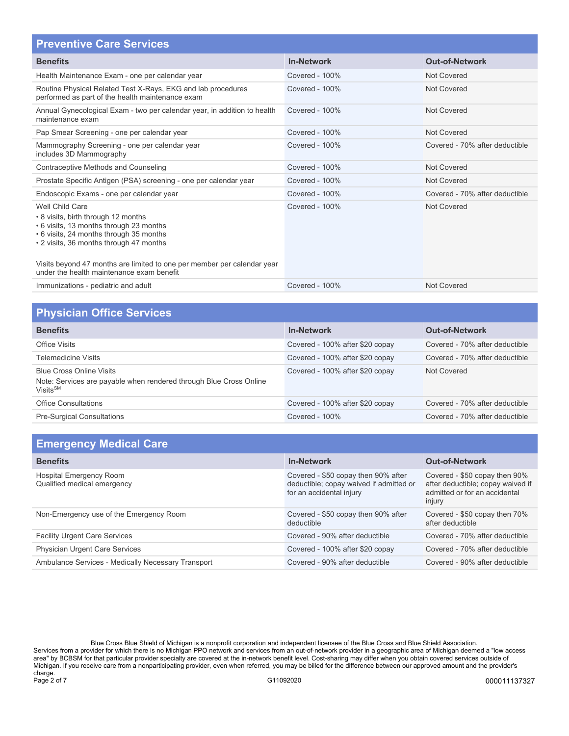## Preventive Care Services

| Benefits | In-Network | Out-of-Network |
|---|---|---|
| Health Maintenance Exam - one per calendar year | Covered - 100% | Not Covered |
| Routine Physical Related Test X-Rays, EKG and lab procedures performed as part of the health maintenance exam | Covered - 100% | Not Covered |
| Annual Gynecological Exam - two per calendar year, in addition to health maintenance exam | Covered - 100% | Not Covered |
| Pap Smear Screening - one per calendar year | Covered - 100% | Not Covered |
| Mammography Screening - one per calendar year includes 3D Mammography | Covered - 100% | Covered - 70% after deductible |
| Contraceptive Methods and Counseling | Covered - 100% | Not Covered |
| Prostate Specific Antigen (PSA) screening - one per calendar year | Covered - 100% | Not Covered |
| Endoscopic Exams - one per calendar year | Covered - 100% | Covered - 70% after deductible |
| Well Child Care<br>• 8 visits, birth through 12 months<br>• 6 visits, 13 months through 23 months<br>• 6 visits, 24 months through 35 months<br>• 2 visits, 36 months through 47 months<br><br>Visits beyond 47 months are limited to one per member per calendar year under the health maintenance exam benefit | Covered - 100% | Not Covered |
| Immunizations - pediatric and adult | Covered - 100% | Not Covered |

## Physician Office Services

| Benefits | In-Network | Out-of-Network |
|---|---|---|
| Office Visits | Covered - 100% after $20 copay | Covered - 70% after deductible |
| Telemedicine Visits | Covered - 100% after $20 copay | Covered - 70% after deductible |
| Blue Cross Online Visits<br>Note: Services are payable when rendered through Blue Cross Online Visits[SM] | Covered - 100% after $20 copay | Not Covered |
| Office Consultations | Covered - 100% after $20 copay | Covered - 70% after deductible |
| Pre-Surgical Consultations | Covered - 100% | Covered - 70% after deductible |

## Emergency Medical Care

| Benefits | In-Network | Out-of-Network |
|---|---|---|
| Hospital Emergency Room<br>Qualified medical emergency | Covered - $50 copay then 90% after deductible; copay waived if admitted or for an accidental injury | Covered - $50 copay then 90% after deductible; copay waived if admitted or for an accidental injury |
| Non-Emergency use of the Emergency Room | Covered - $50 copay then 90% after deductible | Covered - $50 copay then 70% after deductible |
| Facility Urgent Care Services | Covered - 90% after deductible | Covered - 70% after deductible |
| Physician Urgent Care Services | Covered - 100% after $20 copay | Covered - 70% after deductible |
| Ambulance Services - Medically Necessary Transport | Covered - 90% after deductible | Covered - 90% after deductible |

Blue Cross Blue Shield of Michigan is a nonprofit corporation and independent licensee of the Blue Cross and Blue Shield Association.
Services from a provider for which there is no Michigan PPO network and services from an out-of-network provider in a geographic area of Michigan deemed a "low access area" by BCBSM for that particular provider specialty are covered at the in-network benefit level. Cost-sharing may differ when you obtain covered services outside of Michigan. If you receive care from a nonparticipating provider, even when referred, you may be billed for the difference between our approved amount and the provider's charge.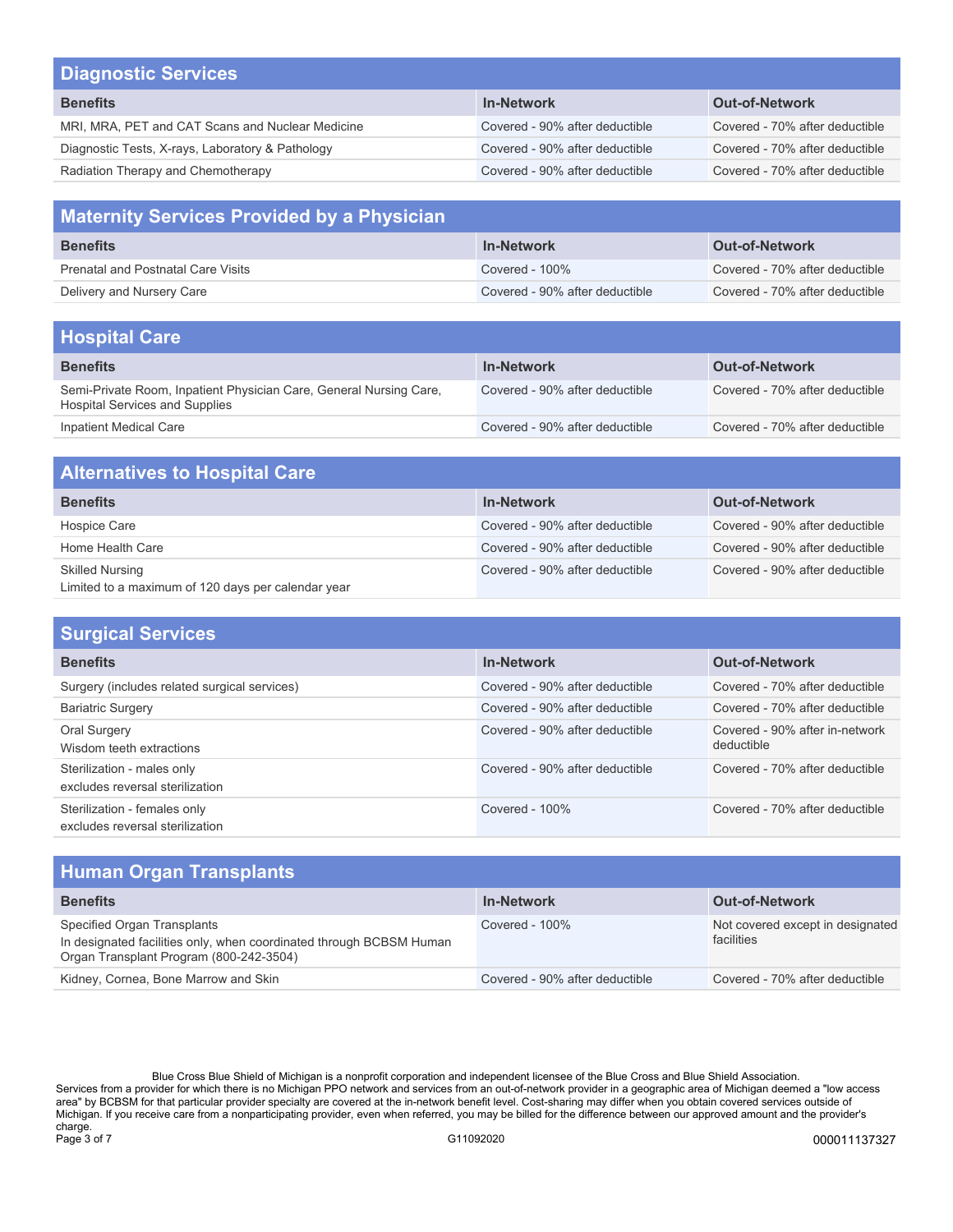## Diagnostic Services

| Benefits | In-Network | Out-of-Network |
|---|---|---|
| MRI, MRA, PET and CAT Scans and Nuclear Medicine | Covered - 90% after deductible | Covered - 70% after deductible |
| Diagnostic Tests, X-rays, Laboratory & Pathology | Covered - 90% after deductible | Covered - 70% after deductible |
| Radiation Therapy and Chemotherapy | Covered - 90% after deductible | Covered - 70% after deductible |

## Maternity Services Provided by a Physician

| Benefits | In-Network | Out-of-Network |
|---|---|---|
| Prenatal and Postnatal Care Visits | Covered - 100% | Covered - 70% after deductible |
| Delivery and Nursery Care | Covered - 90% after deductible | Covered - 70% after deductible |

## Hospital Care

| Benefits | In-Network | Out-of-Network |
|---|---|---|
| Semi-Private Room, Inpatient Physician Care, General Nursing Care, Hospital Services and Supplies | Covered - 90% after deductible | Covered - 70% after deductible |
| Inpatient Medical Care | Covered - 90% after deductible | Covered - 70% after deductible |

## Alternatives to Hospital Care

| Benefits | In-Network | Out-of-Network |
|---|---|---|
| Hospice Care | Covered - 90% after deductible | Covered - 90% after deductible |
| Home Health Care | Covered - 90% after deductible | Covered - 90% after deductible |
| Skilled Nursing<br>Limited to a maximum of 120 days per calendar year | Covered - 90% after deductible | Covered - 90% after deductible |

## Surgical Services

| Benefits | In-Network | Out-of-Network |
|---|---|---|
| Surgery (includes related surgical services) | Covered - 90% after deductible | Covered - 70% after deductible |
| Bariatric Surgery | Covered - 90% after deductible | Covered - 70% after deductible |
| Oral Surgery<br>Wisdom teeth extractions | Covered - 90% after deductible | Covered - 90% after in-network deductible |
| Sterilization - males only<br>excludes reversal sterilization | Covered - 90% after deductible | Covered - 70% after deductible |
| Sterilization - females only<br>excludes reversal sterilization | Covered - 100% | Covered - 70% after deductible |

## Human Organ Transplants

| Benefits | In-Network | Out-of-Network |
|---|---|---|
| Specified Organ Transplants<br>In designated facilities only, when coordinated through BCBSM Human Organ Transplant Program (800-242-3504) | Covered - 100% | Not covered except in designated facilities |
| Kidney, Cornea, Bone Marrow and Skin | Covered - 90% after deductible | Covered - 70% after deductible |

Blue Cross Blue Shield of Michigan is a nonprofit corporation and independent licensee of the Blue Cross and Blue Shield Association.
Services from a provider for which there is no Michigan PPO network and services from an out-of-network provider in a geographic area of Michigan deemed a "low access area" by BCBSM for that particular provider specialty are covered at the in-network benefit level. Cost-sharing may differ when you obtain covered services outside of Michigan. If you receive care from a nonparticipating provider, even when referred, you may be billed for the difference between our approved amount and the provider's charge.

G11092020

000011137327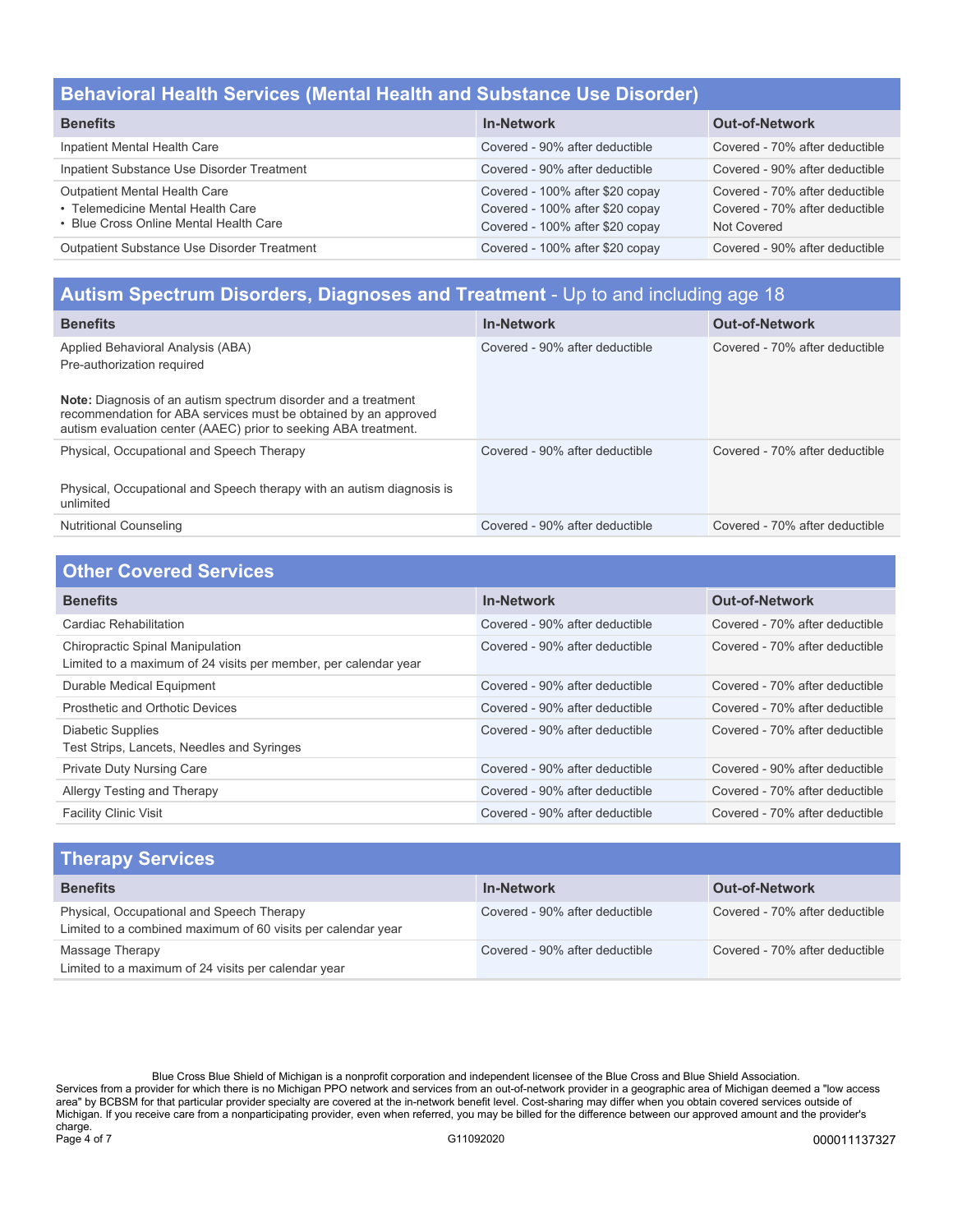## Behavioral Health Services (Mental Health and Substance Use Disorder)

| Benefits | In-Network | Out-of-Network |
|---|---|---|
| Inpatient Mental Health Care | Covered - 90% after deductible | Covered - 70% after deductible |
| Inpatient Substance Use Disorder Treatment | Covered - 90% after deductible | Covered - 90% after deductible |
| Outpatient Mental Health Care | Covered - 100% after $20 copay | Covered - 70% after deductible |
| • Telemedicine Mental Health Care | Covered - 100% after $20 copay | Covered - 70% after deductible |
| • Blue Cross Online Mental Health Care | Covered - 100% after $20 copay | Not Covered |
| Outpatient Substance Use Disorder Treatment | Covered - 100% after $20 copay | Covered - 90% after deductible |

## Autism Spectrum Disorders, Diagnoses and Treatment - Up to and including age 18

| Benefits | In-Network | Out-of-Network |
|---|---|---|
| Applied Behavioral Analysis (ABA)<br>Pre-authorization required<br><br>**Note:** Diagnosis of an autism spectrum disorder and a treatment recommendation for ABA services must be obtained by an approved autism evaluation center (AAEC) prior to seeking ABA treatment. | Covered - 90% after deductible | Covered - 70% after deductible |
| Physical, Occupational and Speech Therapy<br><br>Physical, Occupational and Speech therapy with an autism diagnosis is unlimited | Covered - 90% after deductible | Covered - 70% after deductible |
| Nutritional Counseling | Covered - 90% after deductible | Covered - 70% after deductible |

## Other Covered Services

| Benefits | In-Network | Out-of-Network |
|---|---|---|
| Cardiac Rehabilitation | Covered - 90% after deductible | Covered - 70% after deductible |
| Chiropractic Spinal Manipulation<br>Limited to a maximum of 24 visits per member, per calendar year | Covered - 90% after deductible | Covered - 70% after deductible |
| Durable Medical Equipment | Covered - 90% after deductible | Covered - 70% after deductible |
| Prosthetic and Orthotic Devices | Covered - 90% after deductible | Covered - 70% after deductible |
| Diabetic Supplies<br>Test Strips, Lancets, Needles and Syringes | Covered - 90% after deductible | Covered - 70% after deductible |
| Private Duty Nursing Care | Covered - 90% after deductible | Covered - 90% after deductible |
| Allergy Testing and Therapy | Covered - 90% after deductible | Covered - 70% after deductible |
| Facility Clinic Visit | Covered - 90% after deductible | Covered - 70% after deductible |

## Therapy Services

| Benefits | In-Network | Out-of-Network |
|---|---|---|
| Physical, Occupational and Speech Therapy<br>Limited to a combined maximum of 60 visits per calendar year | Covered - 90% after deductible | Covered - 70% after deductible |
| Massage Therapy<br>Limited to a maximum of 24 visits per calendar year | Covered - 90% after deductible | Covered - 70% after deductible |

Blue Cross Blue Shield of Michigan is a nonprofit corporation and independent licensee of the Blue Cross and Blue Shield Association.
Services from a provider for which there is no Michigan PPO network and services from an out-of-network provider in a geographic area of Michigan deemed a "low access area" by BCBSM for that particular provider specialty are covered at the in-network benefit level. Cost-sharing may differ when you obtain covered services outside of Michigan. If you receive care from a nonparticipating provider, even when referred, you may be billed for the difference between our approved amount and the provider's charge.

G11092020

000011137327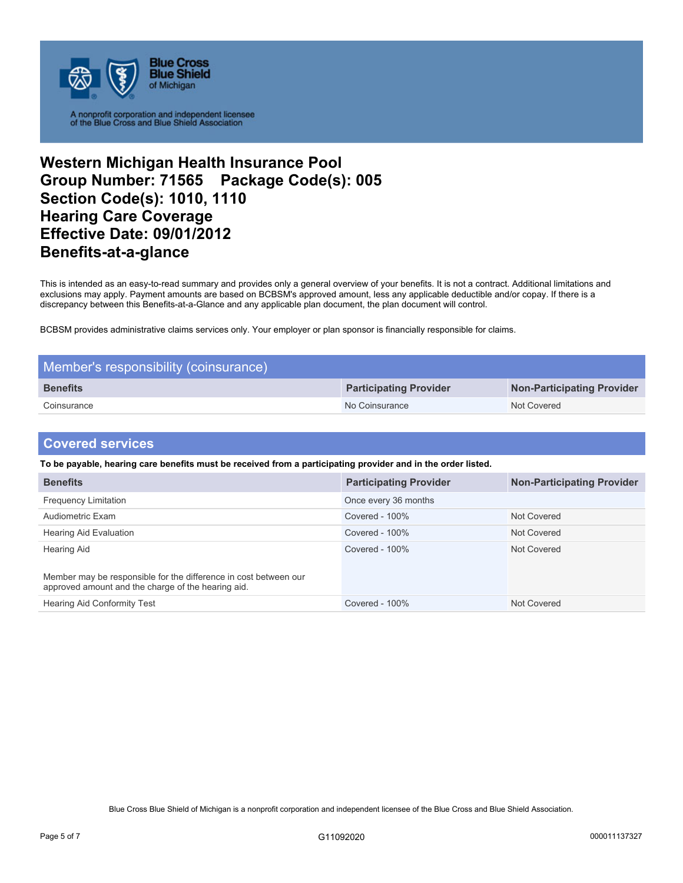Blue Cross Blue Shield of Michigan

A nonprofit corporation and independent licensee of the Blue Cross and Blue Shield Association

# Western Michigan Health Insurance Pool
# Group Number: 71565 Package Code(s): 005
# Section Code(s): 1010, 1110
# Hearing Care Coverage
# Effective Date: 09/01/2012
# Benefits-at-a-glance

This is intended as an easy-to-read summary and provides only a general overview of your benefits. It is not a contract. Additional limitations and exclusions may apply. Payment amounts are based on BCBSM's approved amount, less any applicable deductible and/or copay. If there is a discrepancy between this Benefits-at-a-Glance and any applicable plan document, the plan document will control.

BCBSM provides administrative claims services only. Your employer or plan sponsor is financially responsible for claims.

## Member's responsibility (coinsurance)

| Benefits | Participating Provider | Non-Participating Provider |
| --- | --- | --- |
| Coinsurance | No Coinsurance | Not Covered |

## Covered services

**To be payable, hearing care benefits must be received from a participating provider and in the order listed.**

| Benefits | Participating Provider | Non-Participating Provider |
| --- | --- | --- |
| Frequency Limitation | Once every 36 months | |
| Audiometric Exam | Covered - 100% | Not Covered |
| Hearing Aid Evaluation | Covered - 100% | Not Covered |
| Hearing Aid<br><br>Member may be responsible for the difference in cost between our approved amount and the charge of the hearing aid. | Covered - 100% | Not Covered |
| Hearing Aid Conformity Test | Covered - 100% | Not Covered |

Blue Cross Blue Shield of Michigan is a nonprofit corporation and independent licensee of the Blue Cross and Blue Shield Association.

G11092020

000011137327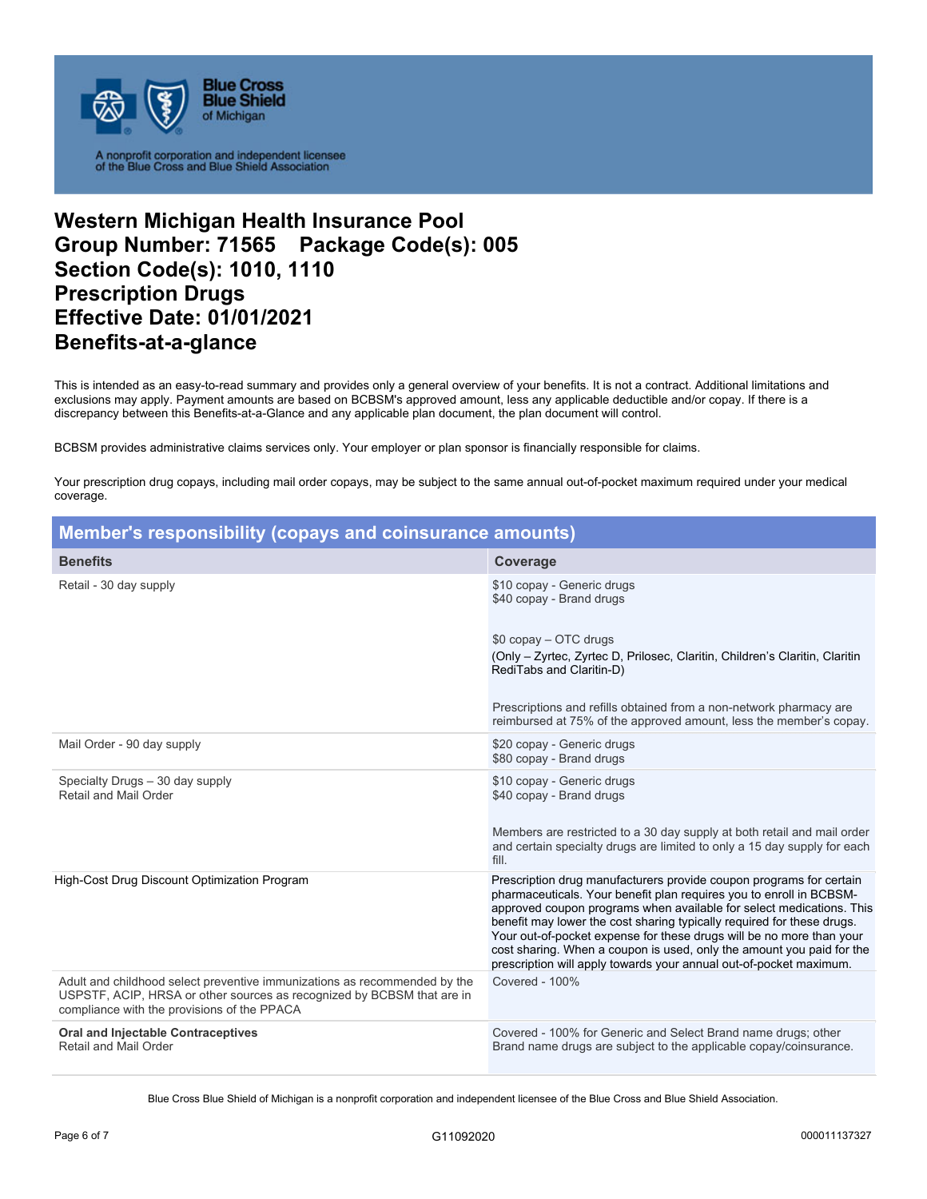Blue Cross Blue Shield of Michigan

A nonprofit corporation and independent licensee of the Blue Cross and Blue Shield Association

# Western Michigan Health Insurance Pool
# Group Number: 71565 Package Code(s): 005
# Section Code(s): 1010, 1110
# Prescription Drugs
# Effective Date: 01/01/2021
# Benefits-at-a-glance

This is intended as an easy-to-read summary and provides only a general overview of your benefits. It is not a contract. Additional limitations and exclusions may apply. Payment amounts are based on BCBSM's approved amount, less any applicable deductible and/or copay. If there is a discrepancy between this Benefits-at-a-Glance and any applicable plan document, the plan document will control.

BCBSM provides administrative claims services only. Your employer or plan sponsor is financially responsible for claims.

Your prescription drug copays, including mail order copays, may be subject to the same annual out-of-pocket maximum required under your medical coverage.

## Member's responsibility (copays and coinsurance amounts)

| Benefits | Coverage |
|---|---|
| Retail - 30 day supply | $10 copay - Generic drugs<br>$40 copay - Brand drugs<br><br>$0 copay – OTC drugs<br>(Only – Zyrtec, Zyrtec D, Prilosec, Claritin, Children's Claritin, Claritin RediTabs and Claritin-D)<br><br>Prescriptions and refills obtained from a non-network pharmacy are reimbursed at 75% of the approved amount, less the member's copay. |
| Mail Order - 90 day supply | $20 copay - Generic drugs<br>$80 copay - Brand drugs |
| Specialty Drugs – 30 day supply<br>Retail and Mail Order | $10 copay - Generic drugs<br>$40 copay - Brand drugs<br><br>Members are restricted to a 30 day supply at both retail and mail order and certain specialty drugs are limited to only a 15 day supply for each fill. |
| High-Cost Drug Discount Optimization Program | Prescription drug manufacturers provide coupon programs for certain pharmaceuticals. Your benefit plan requires you to enroll in BCBSM-approved coupon programs when available for select medications. This benefit may lower the cost sharing typically required for these drugs. Your out-of-pocket expense for these drugs will be no more than your cost sharing. When a coupon is used, only the amount you paid for the prescription will apply towards your annual out-of-pocket maximum. |
| Adult and childhood select preventive immunizations as recommended by the USPSTF, ACIP, HRSA or other sources as recognized by BCBSM that are in compliance with the provisions of the PPACA | Covered - 100% |
| **Oral and Injectable Contraceptives**<br>Retail and Mail Order | Covered - 100% for Generic and Select Brand name drugs; other Brand name drugs are subject to the applicable copay/coinsurance. |

Blue Cross Blue Shield of Michigan is a nonprofit corporation and independent licensee of the Blue Cross and Blue Shield Association.

G11092020

000011137327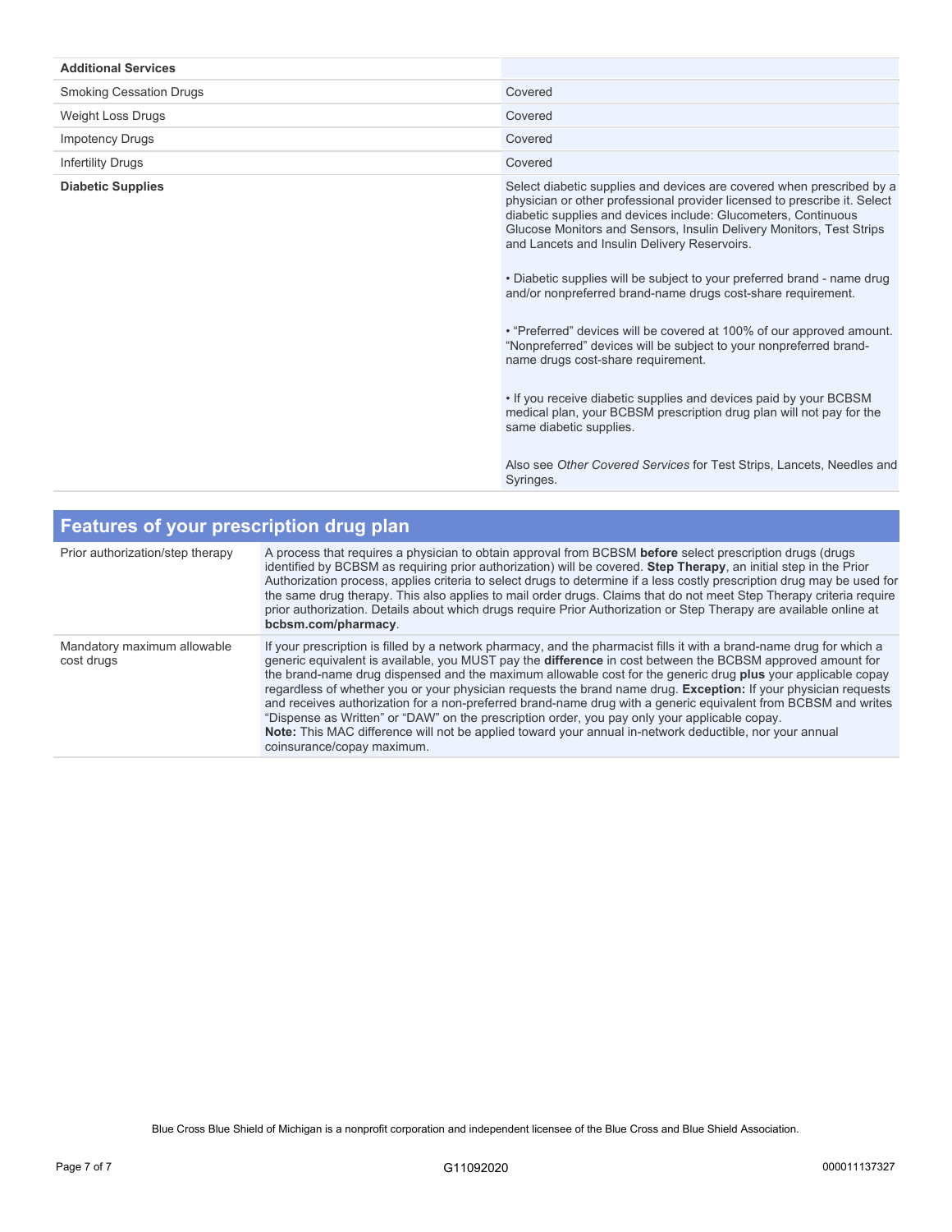| Additional Services | |
|---|---|
| Smoking Cessation Drugs | Covered |
| Weight Loss Drugs | Covered |
| Impotency Drugs | Covered |
| Infertility Drugs | Covered |
| **Diabetic Supplies** | Select diabetic supplies and devices are covered when prescribed by a physician or other professional provider licensed to prescribe it. Select diabetic supplies and devices include: Glucometers, Continuous Glucose Monitors and Sensors, Insulin Delivery Monitors, Test Strips and Lancets and Insulin Delivery Reservoirs.<br><br>• Diabetic supplies will be subject to your preferred brand - name drug and/or nonpreferred brand-name drugs cost-share requirement.<br><br>• "Preferred" devices will be covered at 100% of our approved amount. "Nonpreferred" devices will be subject to your nonpreferred brand-name drugs cost-share requirement.<br><br>• If you receive diabetic supplies and devices paid by your BCBSM medical plan, your BCBSM prescription drug plan will not pay for the same diabetic supplies.<br><br>Also see *Other Covered Services* for Test Strips, Lancets, Needles and Syringes. |

## Features of your prescription drug plan

| | |
|---|---|
| Prior authorization/step therapy | A process that requires a physician to obtain approval from BCBSM **before** select prescription drugs (drugs identified by BCBSM as requiring prior authorization) will be covered. **Step Therapy**, an initial step in the Prior Authorization process, applies criteria to select drugs to determine if a less costly prescription drug may be used for the same drug therapy. This also applies to mail order drugs. Claims that do not meet Step Therapy criteria require prior authorization. Details about which drugs require Prior Authorization or Step Therapy are available online at **bcbsm.com/pharmacy**. |
| Mandatory maximum allowable cost drugs | If your prescription is filled by a network pharmacy, and the pharmacist fills it with a brand-name drug for which a generic equivalent is available, you MUST pay the **difference** in cost between the BCBSM approved amount for the brand-name drug dispensed and the maximum allowable cost for the generic drug **plus** your applicable copay regardless of whether you or your physician requests the brand name drug. **Exception:** If your physician requests and receives authorization for a non-preferred brand-name drug with a generic equivalent from BCBSM and writes "Dispense as Written" or "DAW" on the prescription order, you pay only your applicable copay.<br>**Note:** This MAC difference will not be applied toward your annual in-network deductible, nor your annual coinsurance/copay maximum. |

Blue Cross Blue Shield of Michigan is a nonprofit corporation and independent licensee of the Blue Cross and Blue Shield Association.

G11092020

000011137327